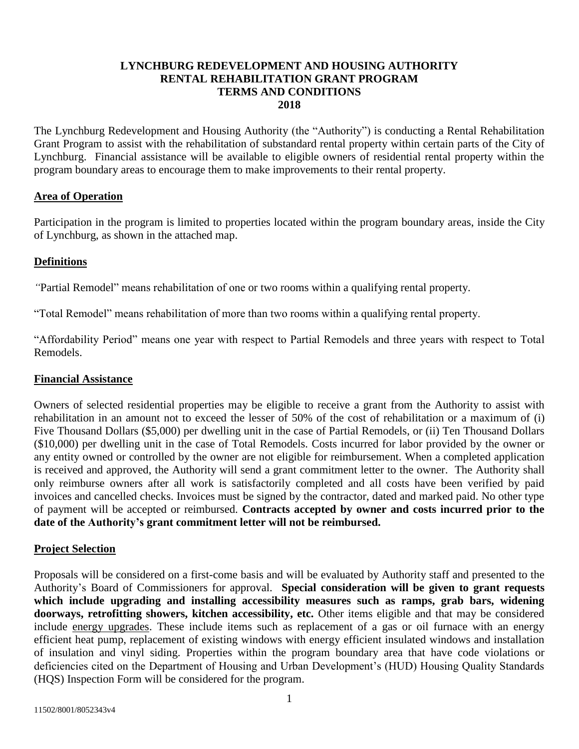# LYNCHBURG REDEVELOPMENT AND HOUSING AUTHORITY
# RENTAL REHABILITATION GRANT PROGRAM
# TERMS AND CONDITIONS
# 2018

The Lynchburg Redevelopment and Housing Authority (the "Authority") is conducting a Rental Rehabilitation Grant Program to assist with the rehabilitation of substandard rental property within certain parts of the City of Lynchburg. Financial assistance will be available to eligible owners of residential rental property within the program boundary areas to encourage them to make improvements to their rental property.

## Area of Operation

Participation in the program is limited to properties located within the program boundary areas, inside the City of Lynchburg, as shown in the attached map.

## Definitions

"Partial Remodel" means rehabilitation of one or two rooms within a qualifying rental property.

"Total Remodel" means rehabilitation of more than two rooms within a qualifying rental property.

"Affordability Period" means one year with respect to Partial Remodels and three years with respect to Total Remodels.

## Financial Assistance

Owners of selected residential properties may be eligible to receive a grant from the Authority to assist with rehabilitation in an amount not to exceed the lesser of 50% of the cost of rehabilitation or a maximum of (i) Five Thousand Dollars ($5,000) per dwelling unit in the case of Partial Remodels, or (ii) Ten Thousand Dollars ($10,000) per dwelling unit in the case of Total Remodels. Costs incurred for labor provided by the owner or any entity owned or controlled by the owner are not eligible for reimbursement. When a completed application is received and approved, the Authority will send a grant commitment letter to the owner. The Authority shall only reimburse owners after all work is satisfactorily completed and all costs have been verified by paid invoices and cancelled checks. Invoices must be signed by the contractor, dated and marked paid. No other type of payment will be accepted or reimbursed. **Contracts accepted by owner and costs incurred prior to the date of the Authority's grant commitment letter will not be reimbursed.**

## Project Selection

Proposals will be considered on a first-come basis and will be evaluated by Authority staff and presented to the Authority's Board of Commissioners for approval. **Special consideration will be given to grant requests which include upgrading and installing accessibility measures such as ramps, grab bars, widening doorways, retrofitting showers, kitchen accessibility, etc.** Other items eligible and that may be considered include energy upgrades. These include items such as replacement of a gas or oil furnace with an energy efficient heat pump, replacement of existing windows with energy efficient insulated windows and installation of insulation and vinyl siding. Properties within the program boundary area that have code violations or deficiencies cited on the Department of Housing and Urban Development's (HUD) Housing Quality Standards (HQS) Inspection Form will be considered for the program.

11502/8001/8052343v4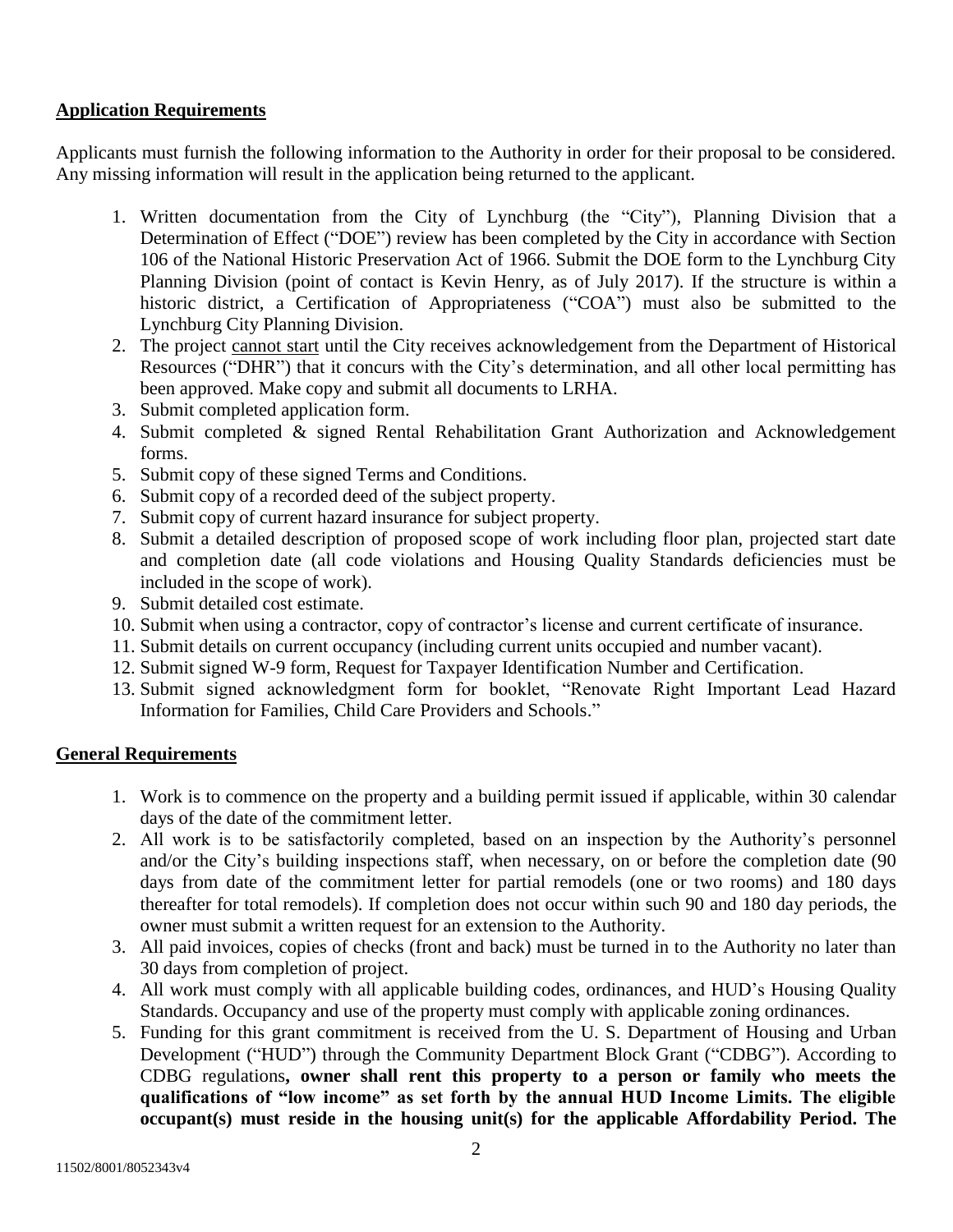## Application Requirements

Applicants must furnish the following information to the Authority in order for their proposal to be considered. Any missing information will result in the application being returned to the applicant.

1. Written documentation from the City of Lynchburg (the "City"), Planning Division that a Determination of Effect ("DOE") review has been completed by the City in accordance with Section 106 of the National Historic Preservation Act of 1966. Submit the DOE form to the Lynchburg City Planning Division (point of contact is Kevin Henry, as of July 2017). If the structure is within a historic district, a Certification of Appropriateness ("COA") must also be submitted to the Lynchburg City Planning Division.
2. The project cannot start until the City receives acknowledgement from the Department of Historical Resources ("DHR") that it concurs with the City's determination, and all other local permitting has been approved. Make copy and submit all documents to LRHA.
3. Submit completed application form.
4. Submit completed & signed Rental Rehabilitation Grant Authorization and Acknowledgement forms.
5. Submit copy of these signed Terms and Conditions.
6. Submit copy of a recorded deed of the subject property.
7. Submit copy of current hazard insurance for subject property.
8. Submit a detailed description of proposed scope of work including floor plan, projected start date and completion date (all code violations and Housing Quality Standards deficiencies must be included in the scope of work).
9. Submit detailed cost estimate.
10. Submit when using a contractor, copy of contractor's license and current certificate of insurance.
11. Submit details on current occupancy (including current units occupied and number vacant).
12. Submit signed W-9 form, Request for Taxpayer Identification Number and Certification.
13. Submit signed acknowledgment form for booklet, "Renovate Right Important Lead Hazard Information for Families, Child Care Providers and Schools."

## General Requirements

1. Work is to commence on the property and a building permit issued if applicable, within 30 calendar days of the date of the commitment letter.
2. All work is to be satisfactorily completed, based on an inspection by the Authority's personnel and/or the City's building inspections staff, when necessary, on or before the completion date (90 days from date of the commitment letter for partial remodels (one or two rooms) and 180 days thereafter for total remodels). If completion does not occur within such 90 and 180 day periods, the owner must submit a written request for an extension to the Authority.
3. All paid invoices, copies of checks (front and back) must be turned in to the Authority no later than 30 days from completion of project.
4. All work must comply with all applicable building codes, ordinances, and HUD's Housing Quality Standards. Occupancy and use of the property must comply with applicable zoning ordinances.
5. Funding for this grant commitment is received from the U. S. Department of Housing and Urban Development ("HUD") through the Community Department Block Grant ("CDBG"). According to CDBG regulations**, owner shall rent this property to a person or family who meets the qualifications of "low income" as set forth by the annual HUD Income Limits. The eligible occupant(s) must reside in the housing unit(s) for the applicable Affordability Period. The**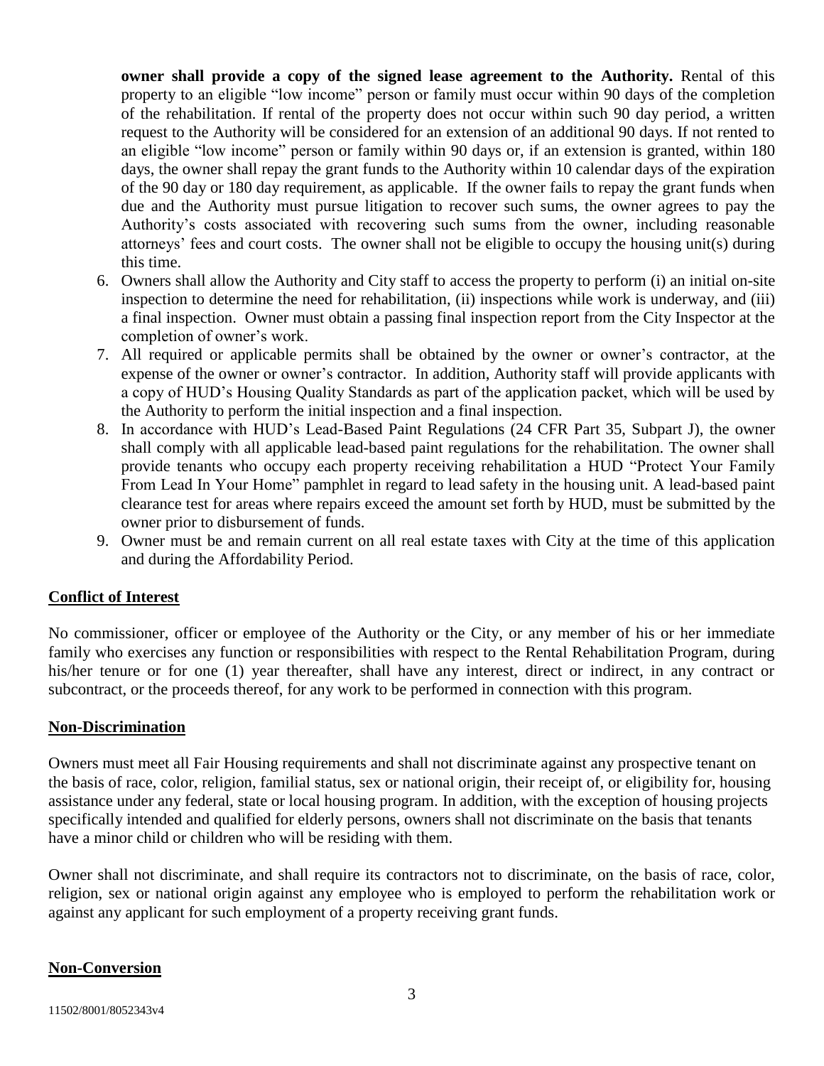**owner shall provide a copy of the signed lease agreement to the Authority.** Rental of this property to an eligible "low income" person or family must occur within 90 days of the completion of the rehabilitation. If rental of the property does not occur within such 90 day period, a written request to the Authority will be considered for an extension of an additional 90 days. If not rented to an eligible "low income" person or family within 90 days or, if an extension is granted, within 180 days, the owner shall repay the grant funds to the Authority within 10 calendar days of the expiration of the 90 day or 180 day requirement, as applicable. If the owner fails to repay the grant funds when due and the Authority must pursue litigation to recover such sums, the owner agrees to pay the Authority's costs associated with recovering such sums from the owner, including reasonable attorneys' fees and court costs. The owner shall not be eligible to occupy the housing unit(s) during this time.

6. Owners shall allow the Authority and City staff to access the property to perform (i) an initial on-site inspection to determine the need for rehabilitation, (ii) inspections while work is underway, and (iii) a final inspection. Owner must obtain a passing final inspection report from the City Inspector at the completion of owner's work.
7. All required or applicable permits shall be obtained by the owner or owner's contractor, at the expense of the owner or owner's contractor. In addition, Authority staff will provide applicants with a copy of HUD's Housing Quality Standards as part of the application packet, which will be used by the Authority to perform the initial inspection and a final inspection.
8. In accordance with HUD's Lead-Based Paint Regulations (24 CFR Part 35, Subpart J), the owner shall comply with all applicable lead-based paint regulations for the rehabilitation. The owner shall provide tenants who occupy each property receiving rehabilitation a HUD "Protect Your Family From Lead In Your Home" pamphlet in regard to lead safety in the housing unit. A lead-based paint clearance test for areas where repairs exceed the amount set forth by HUD, must be submitted by the owner prior to disbursement of funds.
9. Owner must be and remain current on all real estate taxes with City at the time of this application and during the Affordability Period.

## Conflict of Interest

No commissioner, officer or employee of the Authority or the City, or any member of his or her immediate family who exercises any function or responsibilities with respect to the Rental Rehabilitation Program, during his/her tenure or for one (1) year thereafter, shall have any interest, direct or indirect, in any contract or subcontract, or the proceeds thereof, for any work to be performed in connection with this program.

## Non-Discrimination

Owners must meet all Fair Housing requirements and shall not discriminate against any prospective tenant on the basis of race, color, religion, familial status, sex or national origin, their receipt of, or eligibility for, housing assistance under any federal, state or local housing program. In addition, with the exception of housing projects specifically intended and qualified for elderly persons, owners shall not discriminate on the basis that tenants have a minor child or children who will be residing with them.

Owner shall not discriminate, and shall require its contractors not to discriminate, on the basis of race, color, religion, sex or national origin against any employee who is employed to perform the rehabilitation work or against any applicant for such employment of a property receiving grant funds.

## Non-Conversion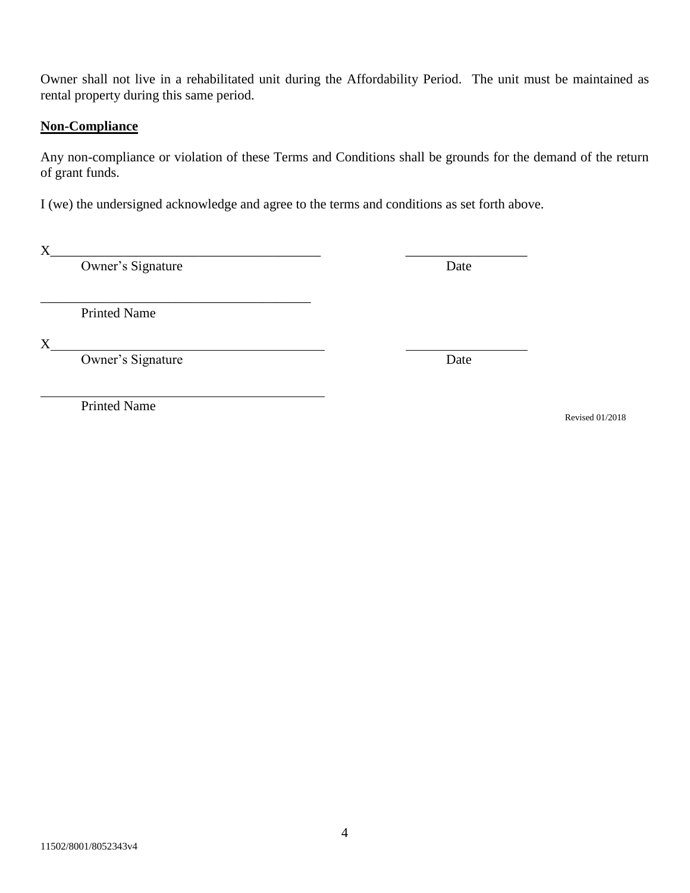Owner shall not live in a rehabilitated unit during the Affordability Period. The unit must be maintained as rental property during this same period.

**Non-Compliance**

Any non-compliance or violation of these Terms and Conditions shall be grounds for the demand of the return of grant funds.

I (we) the undersigned acknowledge and agree to the terms and conditions as set forth above.

X_________________________________________ __________________

Owner's Signature Date

_________________________________________

Printed Name

X_________________________________________ __________________

Owner's Signature Date

_________________________________________

Printed Name

Revised 01/2018

11502/8001/8052343v4